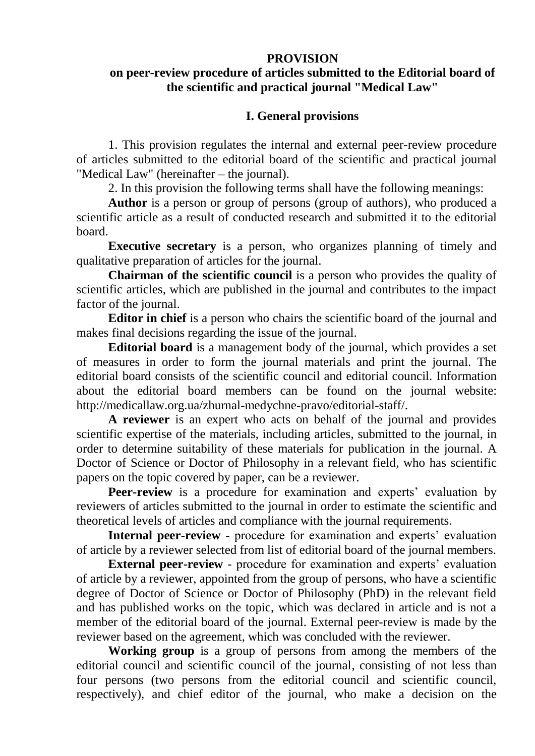# PROVISION

## on peer-review procedure of articles submitted to the Editorial board of the scientific and practical journal "Medical Law"

### I. General provisions

1. This provision regulates the internal and external peer-review procedure of articles submitted to the editorial board of the scientific and practical journal "Medical Law" (hereinafter – the journal).

2. In this provision the following terms shall have the following meanings:

**Author** is a person or group of persons (group of authors), who produced a scientific article as a result of conducted research and submitted it to the editorial board.

**Executive secretary** is a person, who organizes planning of timely and qualitative preparation of articles for the journal.

**Chairman of the scientific council** is a person who provides the quality of scientific articles, which are published in the journal and contributes to the impact factor of the journal.

**Editor in chief** is a person who chairs the scientific board of the journal and makes final decisions regarding the issue of the journal.

**Editorial board** is a management body of the journal, which provides a set of measures in order to form the journal materials and print the journal. The editorial board consists of the scientific council and editorial council. Information about the editorial board members can be found on the journal website: http://medicallaw.org.ua/zhurnal-medychne-pravo/editorial-staff/.

**A reviewer** is an expert who acts on behalf of the journal and provides scientific expertise of the materials, including articles, submitted to the journal, in order to determine suitability of these materials for publication in the journal. A Doctor of Science or Doctor of Philosophy in a relevant field, who has scientific papers on the topic covered by paper, can be a reviewer.

**Peer-review** is a procedure for examination and experts' evaluation by reviewers of articles submitted to the journal in order to estimate the scientific and theoretical levels of articles and compliance with the journal requirements.

**Internal peer-review** - procedure for examination and experts' evaluation of article by a reviewer selected from list of editorial board of the journal members.

**External peer-review** - procedure for examination and experts' evaluation of article by a reviewer, appointed from the group of persons, who have a scientific degree of Doctor of Science or Doctor of Philosophy (PhD) in the relevant field and has published works on the topic, which was declared in article and is not a member of the editorial board of the journal. External peer-review is made by the reviewer based on the agreement, which was concluded with the reviewer.

**Working group** is a group of persons from among the members of the editorial council and scientific council of the journal, consisting of not less than four persons (two persons from the editorial council and scientific council, respectively), and chief editor of the journal, who make a decision on the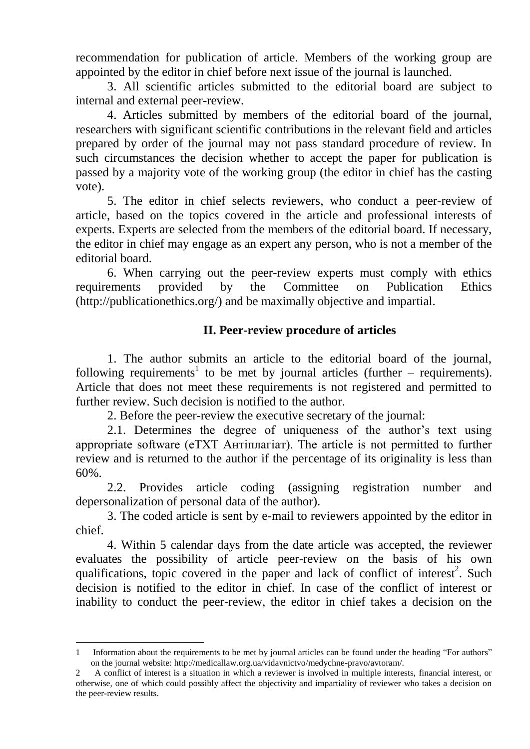recommendation for publication of article. Members of the working group are appointed by the editor in chief before next issue of the journal is launched.

3. All scientific articles submitted to the editorial board are subject to internal and external peer-review.

4. Articles submitted by members of the editorial board of the journal, researchers with significant scientific contributions in the relevant field and articles prepared by order of the journal may not pass standard procedure of review. In such circumstances the decision whether to accept the paper for publication is passed by a majority vote of the working group (the editor in chief has the casting vote).

5. The editor in chief selects reviewers, who conduct a peer-review of article, based on the topics covered in the article and professional interests of experts. Experts are selected from the members of the editorial board. If necessary, the editor in chief may engage as an expert any person, who is not a member of the editorial board.

6. When carrying out the peer-review experts must comply with ethics requirements provided by the Committee on Publication Ethics (http://publicationethics.org/) and be maximally objective and impartial.

## II. Peer-review procedure of articles

1. The author submits an article to the editorial board of the journal, following requirements[1] to be met by journal articles (further – requirements). Article that does not meet these requirements is not registered and permitted to further review. Such decision is notified to the author.

2. Before the peer-review the executive secretary of the journal:

2.1. Determines the degree of uniqueness of the author's text using appropriate software (eTXT Антіплагіат). The article is not permitted to further review and is returned to the author if the percentage of its originality is less than 60%.

2.2. Provides article coding (assigning registration number and depersonalization of personal data of the author).

3. The coded article is sent by e-mail to reviewers appointed by the editor in chief.

4. Within 5 calendar days from the date article was accepted, the reviewer evaluates the possibility of article peer-review on the basis of his own qualifications, topic covered in the paper and lack of conflict of interest[2]. Such decision is notified to the editor in chief. In case of the conflict of interest or inability to conduct the peer-review, the editor in chief takes a decision on the

---

1 Information about the requirements to be met by journal articles can be found under the heading "For authors" on the journal website: http://medicallaw.org.ua/vidavnictvo/medychne-pravo/avtoram/.

2 A conflict of interest is a situation in which a reviewer is involved in multiple interests, financial interest, or otherwise, one of which could possibly affect the objectivity and impartiality of reviewer who takes a decision on the peer-review results.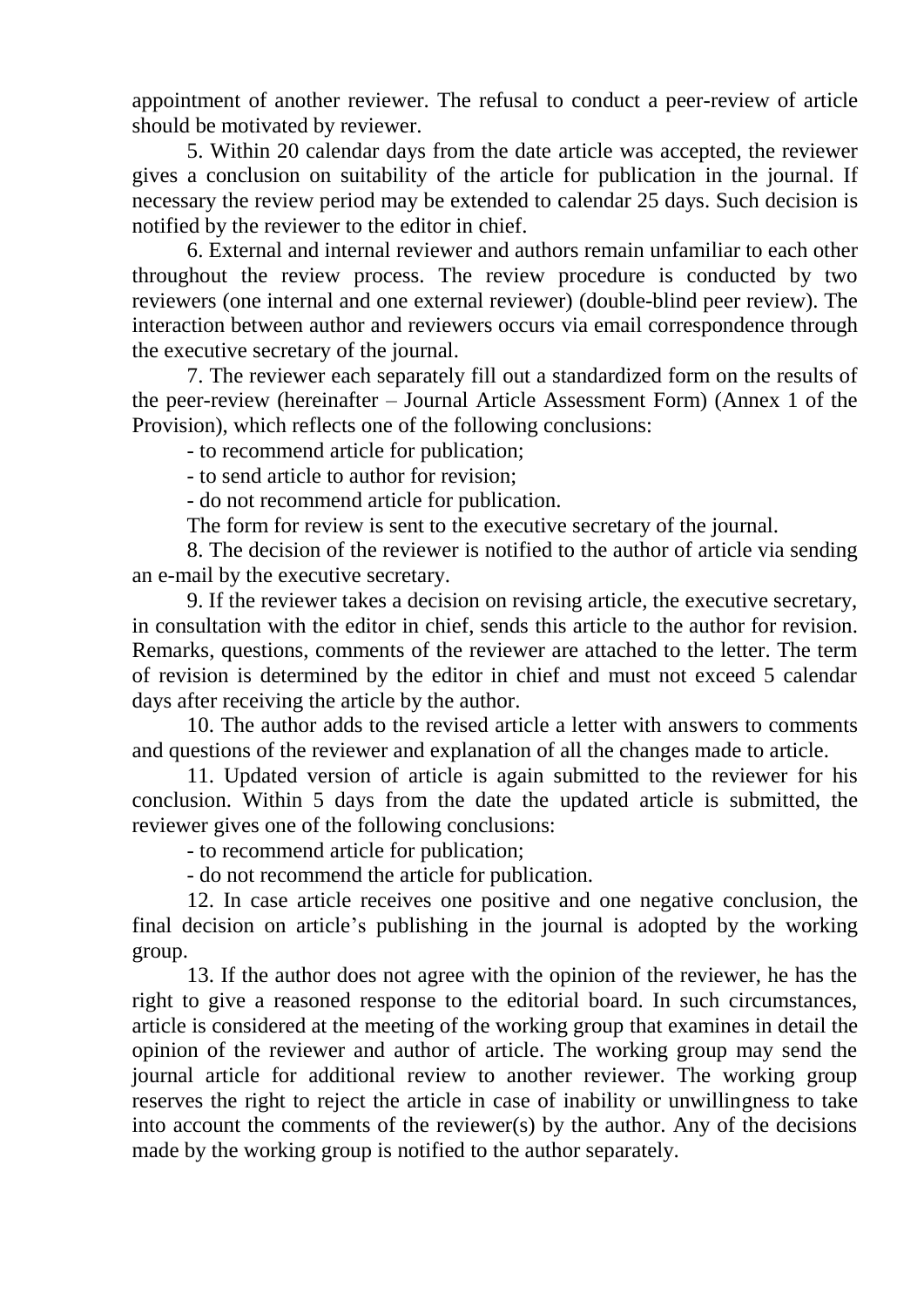appointment of another reviewer. The refusal to conduct a peer-review of article should be motivated by reviewer.

5. Within 20 calendar days from the date article was accepted, the reviewer gives a conclusion on suitability of the article for publication in the journal. If necessary the review period may be extended to calendar 25 days. Such decision is notified by the reviewer to the editor in chief.

6. External and internal reviewer and authors remain unfamiliar to each other throughout the review process. The review procedure is conducted by two reviewers (one internal and one external reviewer) (double-blind peer review). The interaction between author and reviewers occurs via email correspondence through the executive secretary of the journal.

7. The reviewer each separately fill out a standardized form on the results of the peer-review (hereinafter – Journal Article Assessment Form) (Annex 1 of the Provision), which reflects one of the following conclusions:

- to recommend article for publication;
- to send article to author for revision;
- do not recommend article for publication.

The form for review is sent to the executive secretary of the journal.

8. The decision of the reviewer is notified to the author of article via sending an e-mail by the executive secretary.

9. If the reviewer takes a decision on revising article, the executive secretary, in consultation with the editor in chief, sends this article to the author for revision. Remarks, questions, comments of the reviewer are attached to the letter. The term of revision is determined by the editor in chief and must not exceed 5 calendar days after receiving the article by the author.

10. The author adds to the revised article a letter with answers to comments and questions of the reviewer and explanation of all the changes made to article.

11. Updated version of article is again submitted to the reviewer for his conclusion. Within 5 days from the date the updated article is submitted, the reviewer gives one of the following conclusions:

- to recommend article for publication;
- do not recommend the article for publication.

12. In case article receives one positive and one negative conclusion, the final decision on article's publishing in the journal is adopted by the working group.

13. If the author does not agree with the opinion of the reviewer, he has the right to give a reasoned response to the editorial board. In such circumstances, article is considered at the meeting of the working group that examines in detail the opinion of the reviewer and author of article. The working group may send the journal article for additional review to another reviewer. The working group reserves the right to reject the article in case of inability or unwillingness to take into account the comments of the reviewer(s) by the author. Any of the decisions made by the working group is notified to the author separately.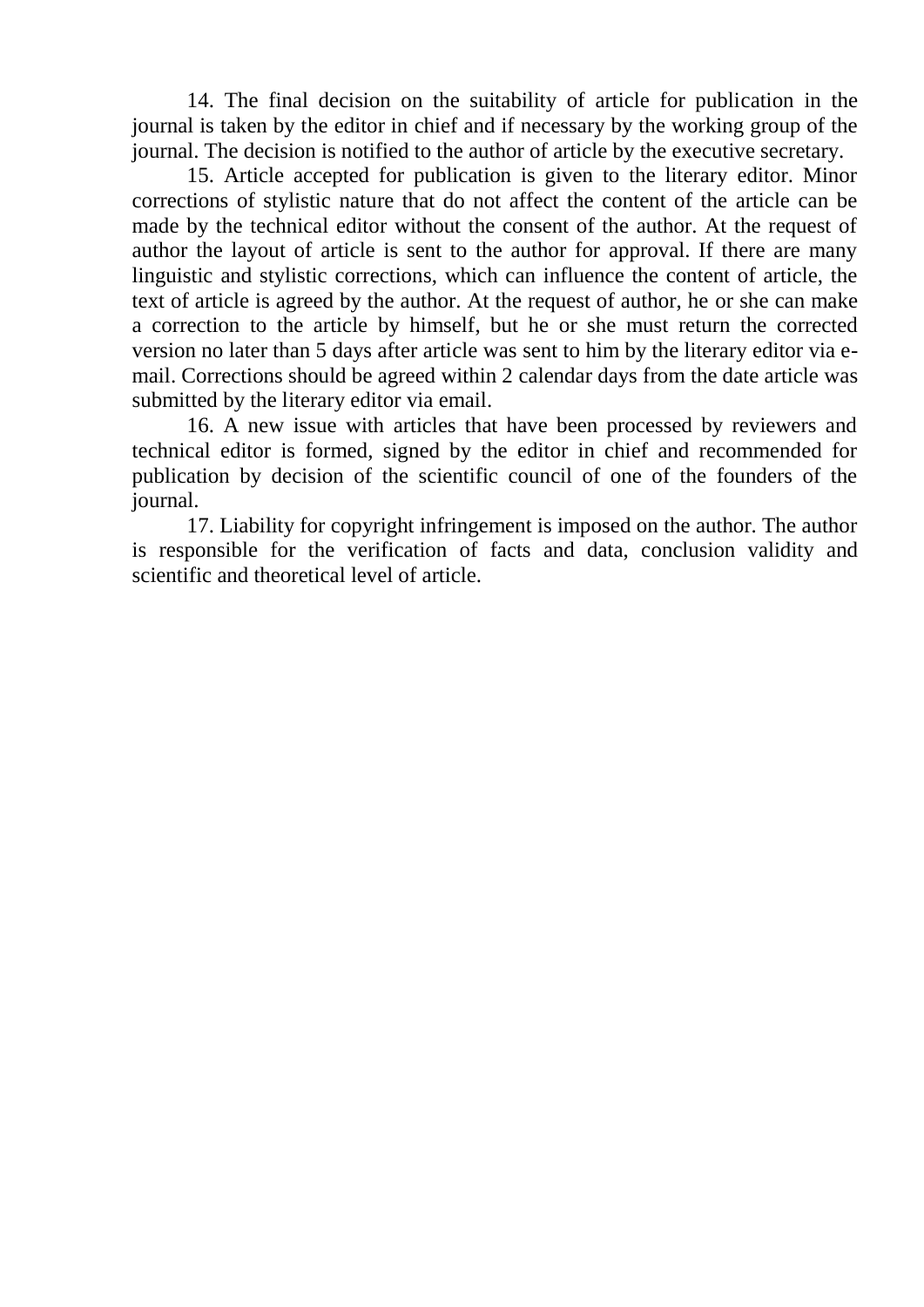14. The final decision on the suitability of article for publication in the journal is taken by the editor in chief and if necessary by the working group of the journal. The decision is notified to the author of article by the executive secretary.

15. Article accepted for publication is given to the literary editor. Minor corrections of stylistic nature that do not affect the content of the article can be made by the technical editor without the consent of the author. At the request of author the layout of article is sent to the author for approval. If there are many linguistic and stylistic corrections, which can influence the content of article, the text of article is agreed by the author. At the request of author, he or she can make a correction to the article by himself, but he or she must return the corrected version no later than 5 days after article was sent to him by the literary editor via e-mail. Corrections should be agreed within 2 calendar days from the date article was submitted by the literary editor via email.

16. A new issue with articles that have been processed by reviewers and technical editor is formed, signed by the editor in chief and recommended for publication by decision of the scientific council of one of the founders of the journal.

17. Liability for copyright infringement is imposed on the author. The author is responsible for the verification of facts and data, conclusion validity and scientific and theoretical level of article.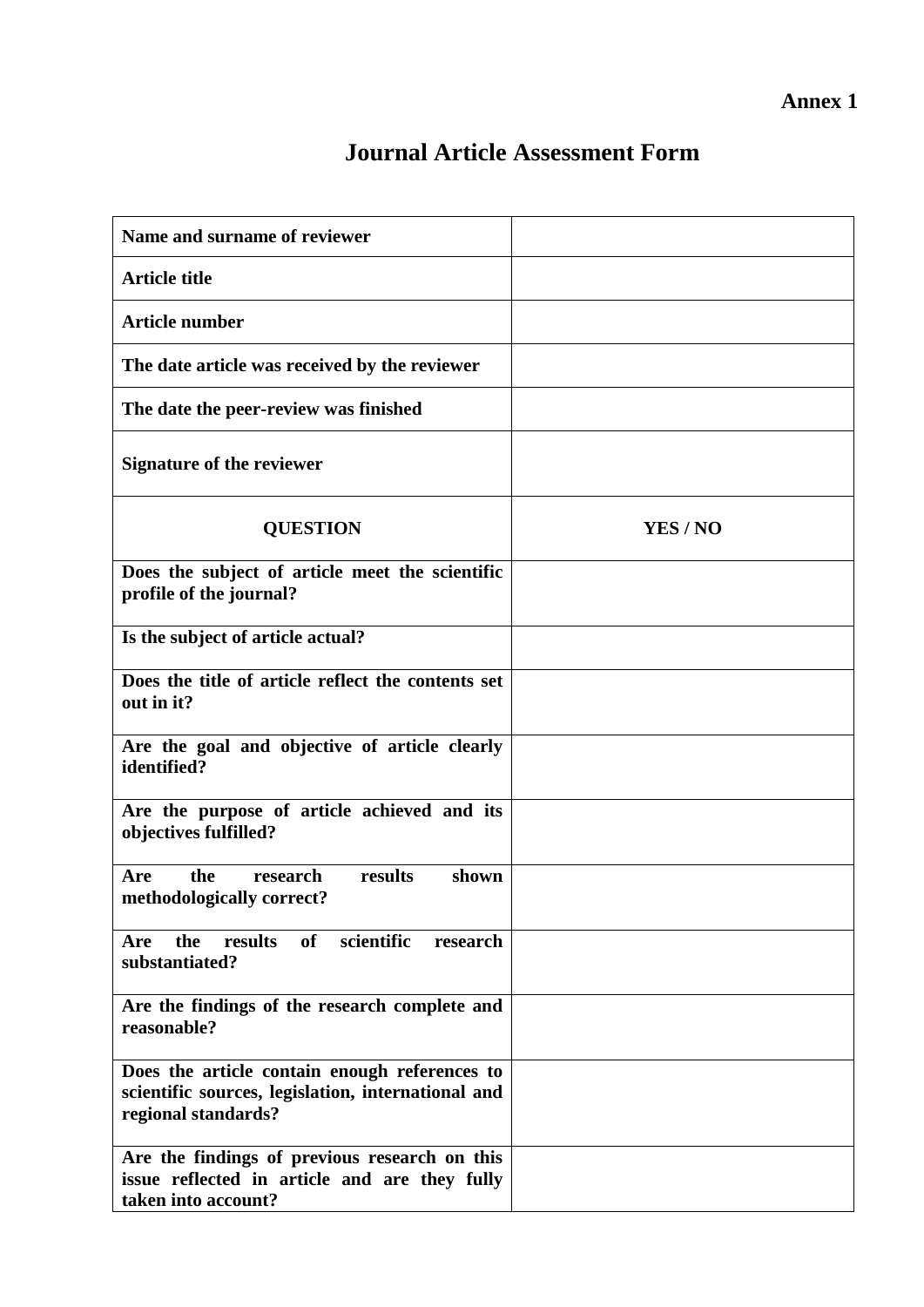**Annex 1**

# Journal Article Assessment Form

| **Name and surname of reviewer** | |
|---|---|
| **Article title** | |
| **Article number** | |
| **The date article was received by the reviewer** | |
| **The date the peer-review was finished** | |
| **Signature of the reviewer** | |
| **QUESTION** | **YES / NO** |
| **Does the subject of article meet the scientific profile of the journal?** | |
| **Is the subject of article actual?** | |
| **Does the title of article reflect the contents set out in it?** | |
| **Are the goal and objective of article clearly identified?** | |
| **Are the purpose of article achieved and its objectives fulfilled?** | |
| **Are the research results shown methodologically correct?** | |
| **Are the results of scientific research substantiated?** | |
| **Are the findings of the research complete and reasonable?** | |
| **Does the article contain enough references to scientific sources, legislation, international and regional standards?** | |
| **Are the findings of previous research on this issue reflected in article and are they fully taken into account?** | |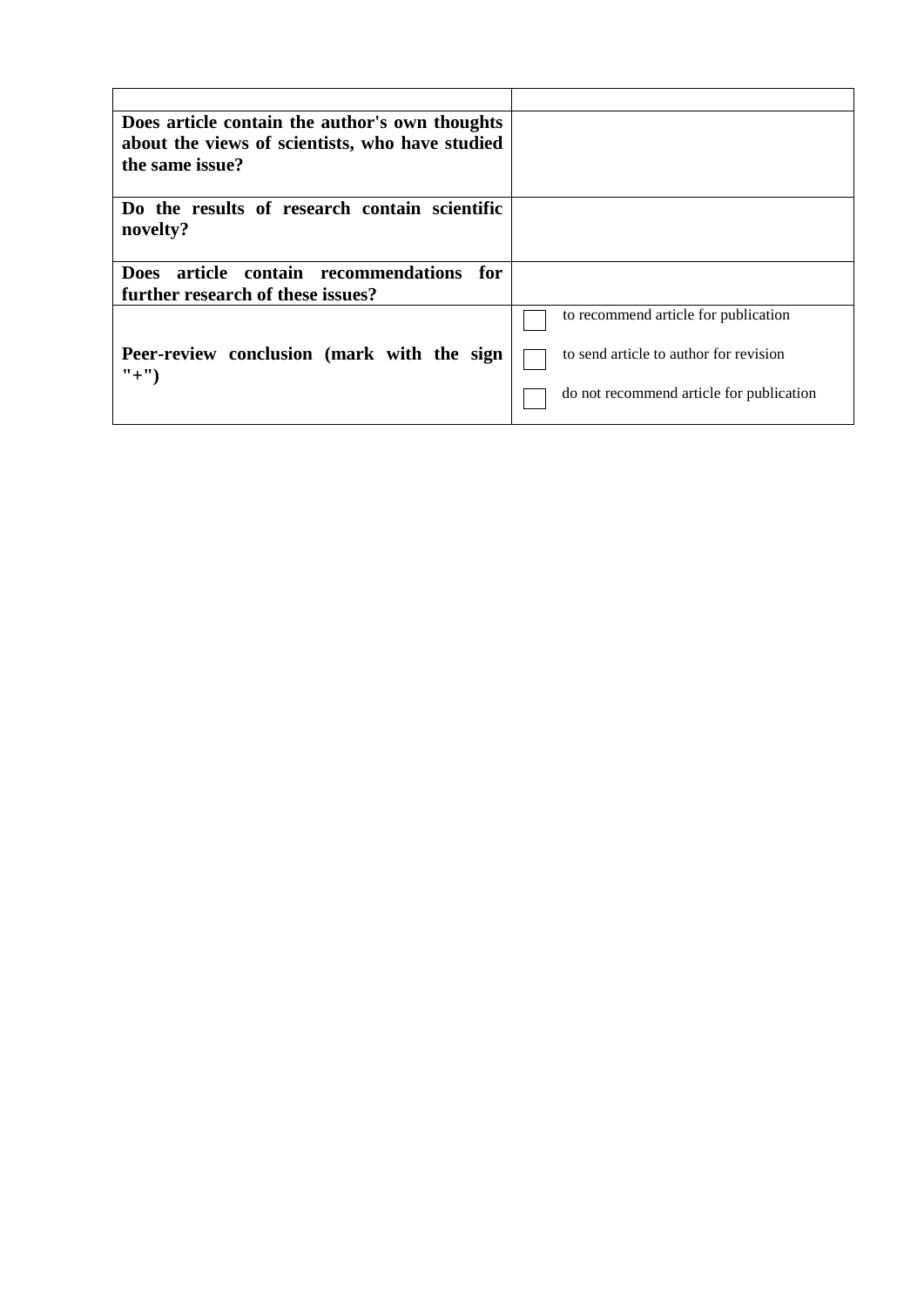| | |
|---|---|
| **Does article contain the author's own thoughts about the views of scientists, who have studied the same issue?** | |
| **Do the results of research contain scientific novelty?** | |
| **Does article contain recommendations for further research of these issues?** | |
| **Peer-review conclusion (mark with the sign "+")** | ☐ to recommend article for publication<br>☐ to send article to author for revision<br>☐ do not recommend article for publication |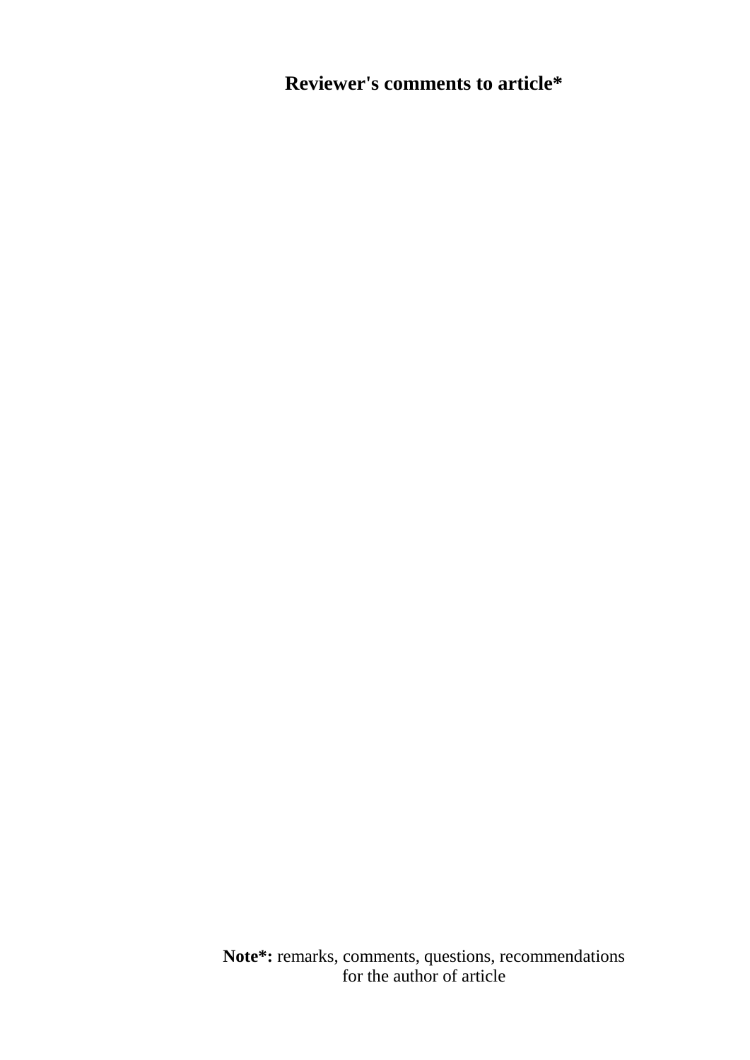**Reviewer's comments to article***

**Note*:** remarks, comments, questions, recommendations for the author of article